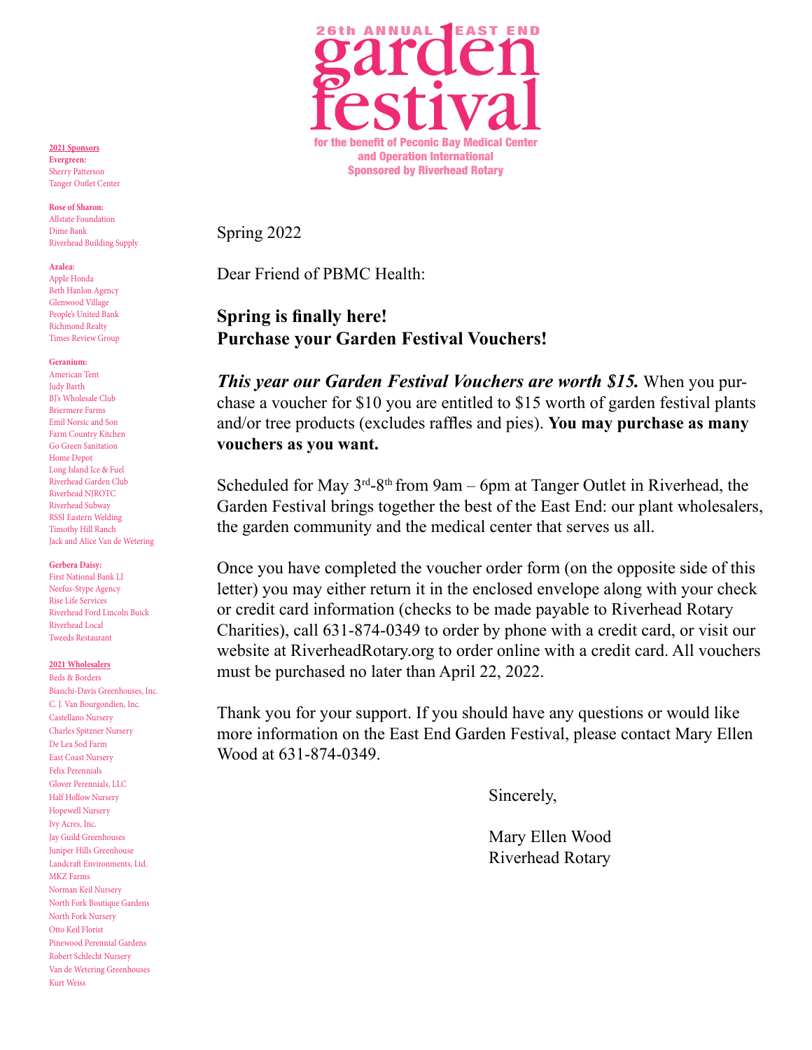# 26th ANNUAL EAST END garden festival

**for the benefit of Peconic Bay Medical Center and Operation International**
**Sponsored by Riverhead Rotary**

**2021 Sponsors**

**Evergreen:**
Sherry Patterson
Tanger Outlet Center

**Rose of Sharon:**
Allstate Foundation
Dime Bank
Riverhead Building Supply

**Azalea:**
Apple Honda
Beth Hanlon Agency
Glenwood Village
People's United Bank
Richmond Realty
Times Review Group

**Geranium:**
American Tent
Judy Barth
BJ's Wholesale Club
Briermere Farms
Emil Norsic and Son
Farm Country Kitchen
Go Green Sanitation
Home Depot
Long Island Ice & Fuel
Riverhead Garden Club
Riverhead NJROTC
Riverhead Subway
RSSI Eastern Welding
Timothy Hill Ranch
Jack and Alice Van de Wetering

**Gerbera Daisy:**
First National Bank LI
Neefus-Stype Agency
Rise Life Services
Riverhead Ford Lincoln Buick
Riverhead Local
Tweeds Restaurant

**2021 Wholesalers**
Beds & Borders
Bianchi-Davis Greenhouses, Inc.
C. J. Van Bourgondien, Inc.
Castellano Nursery
Charles Spitzner Nursery
De Lea Sod Farm
East Coast Nursery
Felix Perennials
Glover Perennials, LLC
Half Hollow Nursery
Hopewell Nursery
Ivy Acres, Inc.
Jay Guild Greenhouses
Juniper Hills Greenhouse
Landcraft Environments, Ltd.
MKZ Farms
Norman Keil Nursery
North Fork Boutique Gardens
North Fork Nursery
Otto Keil Florist
Pinewood Perennial Gardens
Robert Schlecht Nursery
Van de Wetering Greenhouses
Kurt Weiss

Spring 2022

Dear Friend of PBMC Health:

**Spring is finally here!**
**Purchase your Garden Festival Vouchers!**

***This year our Garden Festival Vouchers are worth $15.*** When you purchase a voucher for $10 you are entitled to $15 worth of garden festival plants and/or tree products (excludes raffles and pies). **You may purchase as many vouchers as you want.**

Scheduled for May 3rd-8th from 9am – 6pm at Tanger Outlet in Riverhead, the Garden Festival brings together the best of the East End: our plant wholesalers, the garden community and the medical center that serves us all.

Once you have completed the voucher order form (on the opposite side of this letter) you may either return it in the enclosed envelope along with your check or credit card information (checks to be made payable to Riverhead Rotary Charities), call 631-874-0349 to order by phone with a credit card, or visit our website at RiverheadRotary.org to order online with a credit card. All vouchers must be purchased no later than April 22, 2022.

Thank you for your support. If you should have any questions or would like more information on the East End Garden Festival, please contact Mary Ellen Wood at 631-874-0349.

Sincerely,

Mary Ellen Wood
Riverhead Rotary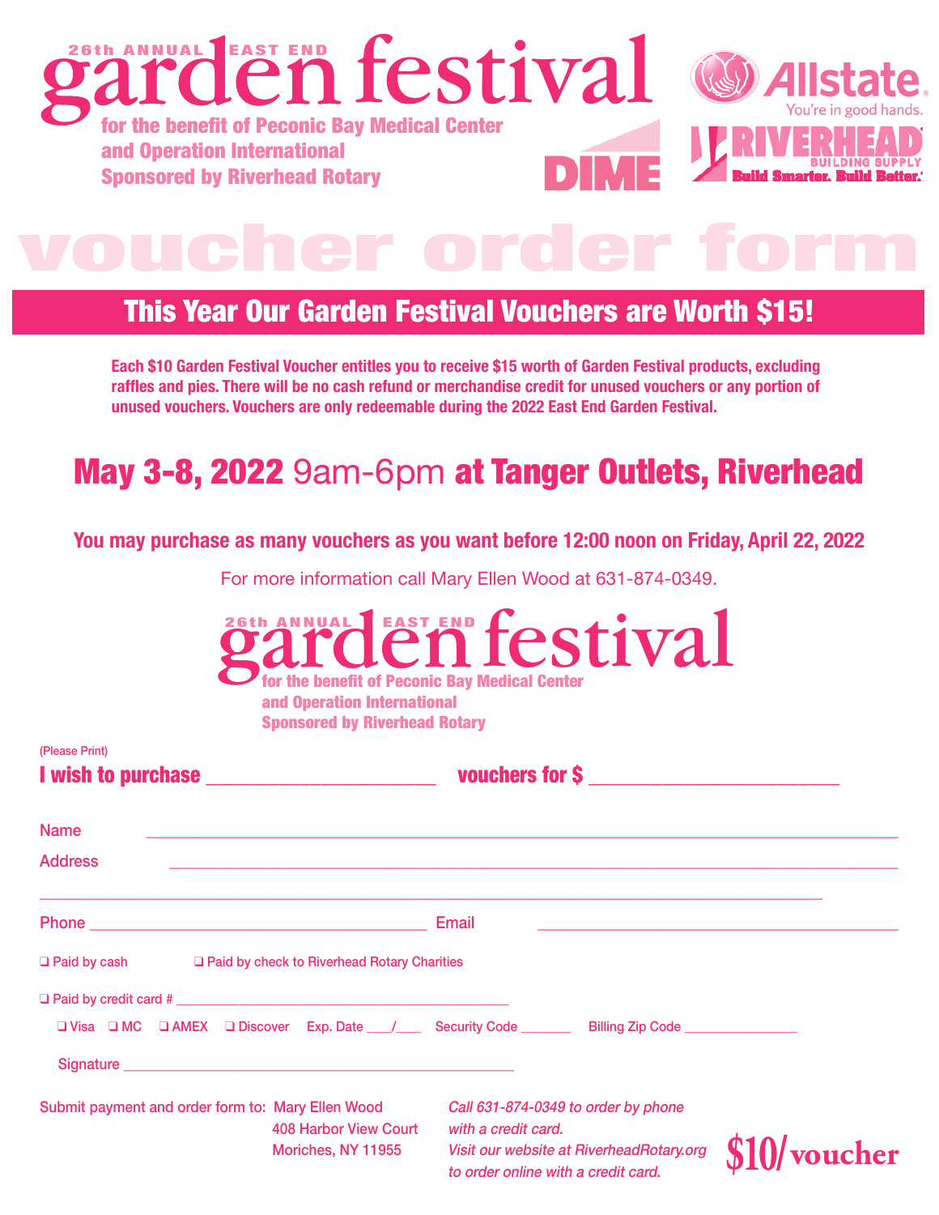# 26th ANNUAL EAST END garden festival

**for the benefit of Peconic Bay Medical Center and Operation International**
**Sponsored by Riverhead Rotary**

Allstate. You're in good hands.

DIME

RIVERHEAD BUILDING SUPPLY — Build Smarter. Build Better.

# voucher order form

## This Year Our Garden Festival Vouchers are Worth $15!

**Each $10 Garden Festival Voucher entitles you to receive $15 worth of Garden Festival products, excluding raffles and pies. There will be no cash refund or merchandise credit for unused vouchers or any portion of unused vouchers. Vouchers are only redeemable during the 2022 East End Garden Festival.**

## May 3-8, 2022 9am-6pm at Tanger Outlets, Riverhead

**You may purchase as many vouchers as you want before 12:00 noon on Friday, April 22, 2022**

For more information call Mary Ellen Wood at 631-874-0349.

# 26th ANNUAL EAST END garden festival

**for the benefit of Peconic Bay Medical Center and Operation International**
**Sponsored by Riverhead Rotary**

(Please Print)

**I wish to purchase ____________________ vouchers for $ ____________________**

Name ______________________________________________________________________

Address ____________________________________________________________________

____________________________________________________________________________

Phone ______________________________ Email ______________________________

❑ Paid by cash ❑ Paid by check to Riverhead Rotary Charities

❑ Paid by credit card # ______________________________

❑ Visa ❑ MC ❑ AMEX ❑ Discover Exp. Date ___/___ Security Code _______ Billing Zip Code _______________

Signature ______________________________________________

Submit payment and order form to: Mary Ellen Wood
408 Harbor View Court
Moriches, NY 11955

*Call 631-874-0349 to order by phone with a credit card.*
*Visit our website at RiverheadRotary.org to order online with a credit card.*

**$10/voucher**